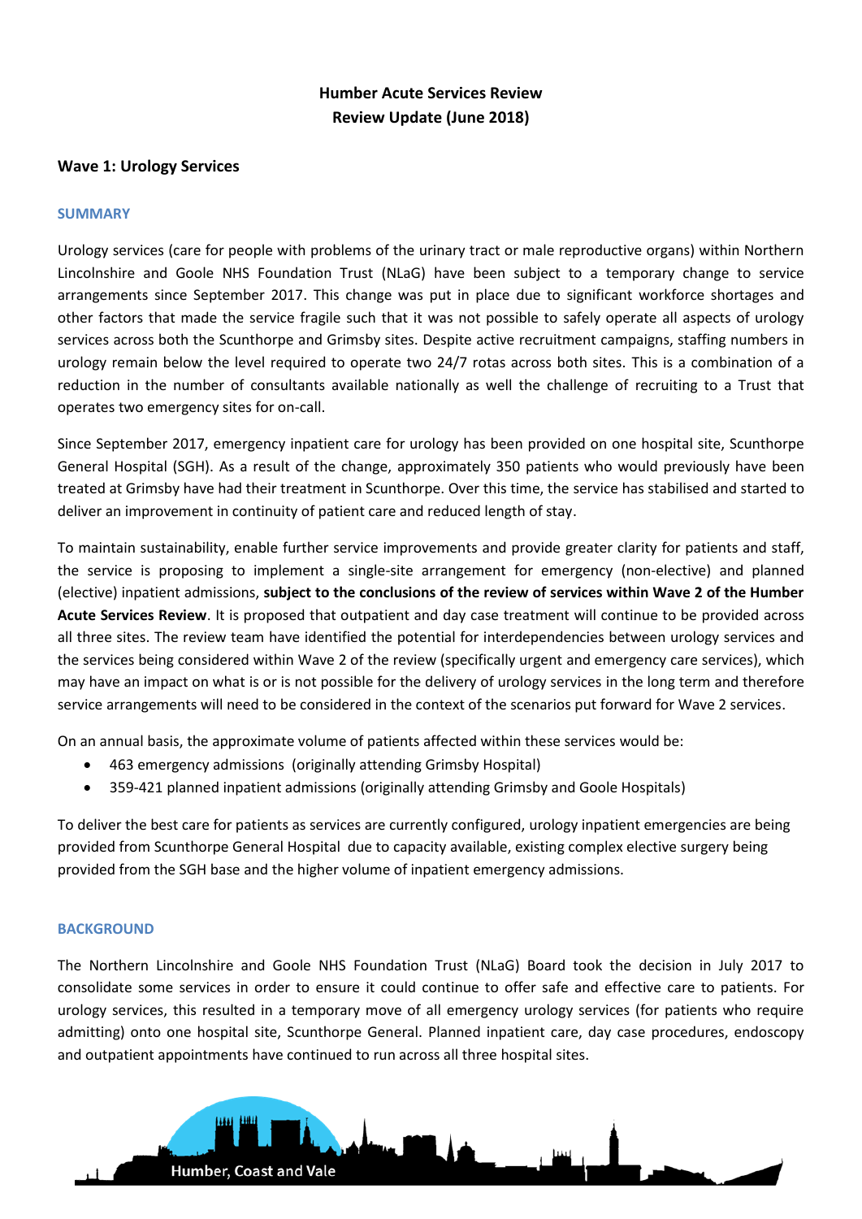# Humber Acute Services Review
## Review Update (June 2018)

### Wave 1: Urology Services

#### SUMMARY

Urology services (care for people with problems of the urinary tract or male reproductive organs) within Northern Lincolnshire and Goole NHS Foundation Trust (NLaG) have been subject to a temporary change to service arrangements since September 2017. This change was put in place due to significant workforce shortages and other factors that made the service fragile such that it was not possible to safely operate all aspects of urology services across both the Scunthorpe and Grimsby sites. Despite active recruitment campaigns, staffing numbers in urology remain below the level required to operate two 24/7 rotas across both sites. This is a combination of a reduction in the number of consultants available nationally as well the challenge of recruiting to a Trust that operates two emergency sites for on-call.

Since September 2017, emergency inpatient care for urology has been provided on one hospital site, Scunthorpe General Hospital (SGH). As a result of the change, approximately 350 patients who would previously have been treated at Grimsby have had their treatment in Scunthorpe. Over this time, the service has stabilised and started to deliver an improvement in continuity of patient care and reduced length of stay.

To maintain sustainability, enable further service improvements and provide greater clarity for patients and staff, the service is proposing to implement a single-site arrangement for emergency (non-elective) and planned (elective) inpatient admissions, **subject to the conclusions of the review of services within Wave 2 of the Humber Acute Services Review**. It is proposed that outpatient and day case treatment will continue to be provided across all three sites. The review team have identified the potential for interdependencies between urology services and the services being considered within Wave 2 of the review (specifically urgent and emergency care services), which may have an impact on what is or is not possible for the delivery of urology services in the long term and therefore service arrangements will need to be considered in the context of the scenarios put forward for Wave 2 services.

On an annual basis, the approximate volume of patients affected within these services would be:

- 463 emergency admissions (originally attending Grimsby Hospital)
- 359-421 planned inpatient admissions (originally attending Grimsby and Goole Hospitals)

To deliver the best care for patients as services are currently configured, urology inpatient emergencies are being provided from Scunthorpe General Hospital due to capacity available, existing complex elective surgery being provided from the SGH base and the higher volume of inpatient emergency admissions.

#### BACKGROUND

The Northern Lincolnshire and Goole NHS Foundation Trust (NLaG) Board took the decision in July 2017 to consolidate some services in order to ensure it could continue to offer safe and effective care to patients. For urology services, this resulted in a temporary move of all emergency urology services (for patients who require admitting) onto one hospital site, Scunthorpe General. Planned inpatient care, day case procedures, endoscopy and outpatient appointments have continued to run across all three hospital sites.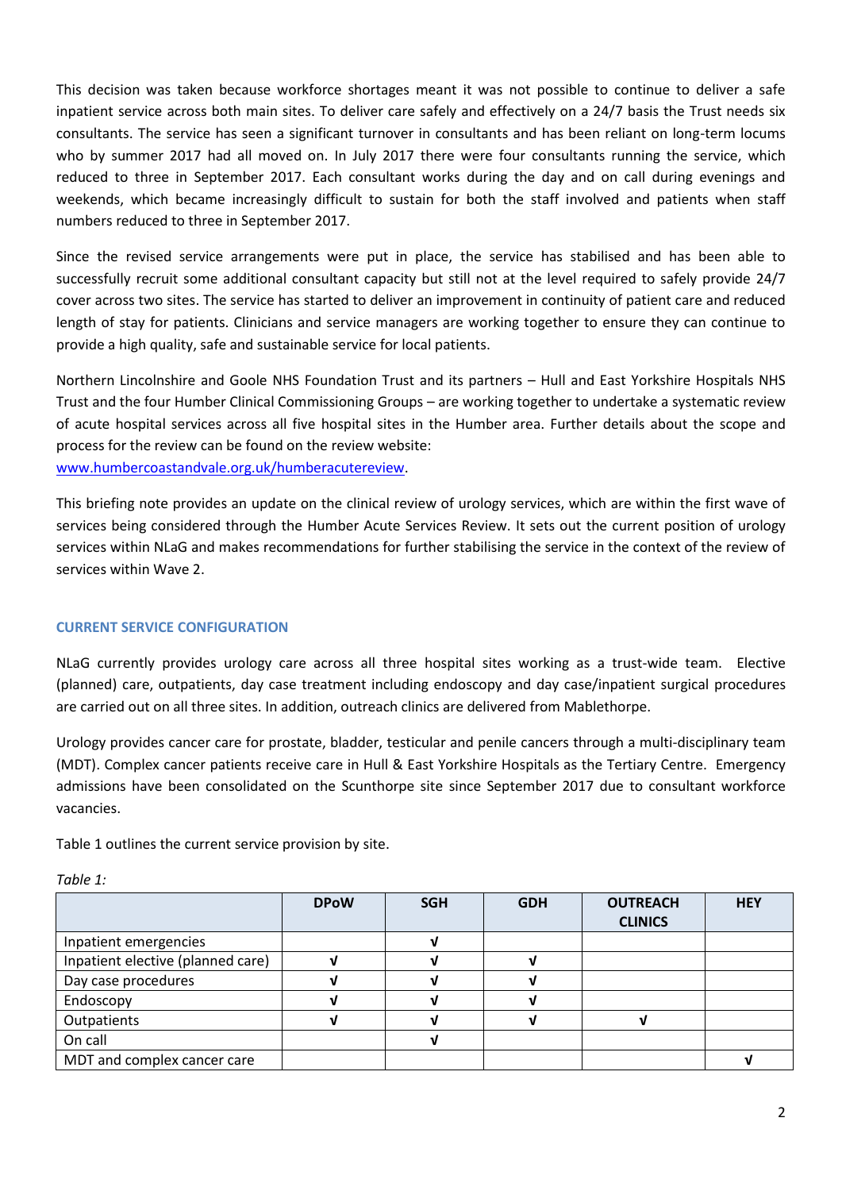This decision was taken because workforce shortages meant it was not possible to continue to deliver a safe inpatient service across both main sites. To deliver care safely and effectively on a 24/7 basis the Trust needs six consultants. The service has seen a significant turnover in consultants and has been reliant on long-term locums who by summer 2017 had all moved on. In July 2017 there were four consultants running the service, which reduced to three in September 2017. Each consultant works during the day and on call during evenings and weekends, which became increasingly difficult to sustain for both the staff involved and patients when staff numbers reduced to three in September 2017.

Since the revised service arrangements were put in place, the service has stabilised and has been able to successfully recruit some additional consultant capacity but still not at the level required to safely provide 24/7 cover across two sites. The service has started to deliver an improvement in continuity of patient care and reduced length of stay for patients. Clinicians and service managers are working together to ensure they can continue to provide a high quality, safe and sustainable service for local patients.

Northern Lincolnshire and Goole NHS Foundation Trust and its partners – Hull and East Yorkshire Hospitals NHS Trust and the four Humber Clinical Commissioning Groups – are working together to undertake a systematic review of acute hospital services across all five hospital sites in the Humber area. Further details about the scope and process for the review can be found on the review website:
[www.humbercoastandvale.org.uk/humberacutereview](www.humbercoastandvale.org.uk/humberacutereview).

This briefing note provides an update on the clinical review of urology services, which are within the first wave of services being considered through the Humber Acute Services Review. It sets out the current position of urology services within NLaG and makes recommendations for further stabilising the service in the context of the review of services within Wave 2.

## CURRENT SERVICE CONFIGURATION

NLaG currently provides urology care across all three hospital sites working as a trust-wide team. Elective (planned) care, outpatients, day case treatment including endoscopy and day case/inpatient surgical procedures are carried out on all three sites. In addition, outreach clinics are delivered from Mablethorpe.

Urology provides cancer care for prostate, bladder, testicular and penile cancers through a multi-disciplinary team (MDT). Complex cancer patients receive care in Hull & East Yorkshire Hospitals as the Tertiary Centre. Emergency admissions have been consolidated on the Scunthorpe site since September 2017 due to consultant workforce vacancies.

Table 1 outlines the current service provision by site.

*Table 1:*

| | DPoW | SGH | GDH | OUTREACH CLINICS | HEY |
|---|---|---|---|---|---|
| Inpatient emergencies | | √ | | | |
| Inpatient elective (planned care) | √ | √ | √ | | |
| Day case procedures | √ | √ | √ | | |
| Endoscopy | √ | √ | √ | | |
| Outpatients | √ | √ | √ | √ | |
| On call | | √ | | | |
| MDT and complex cancer care | | | | | √ |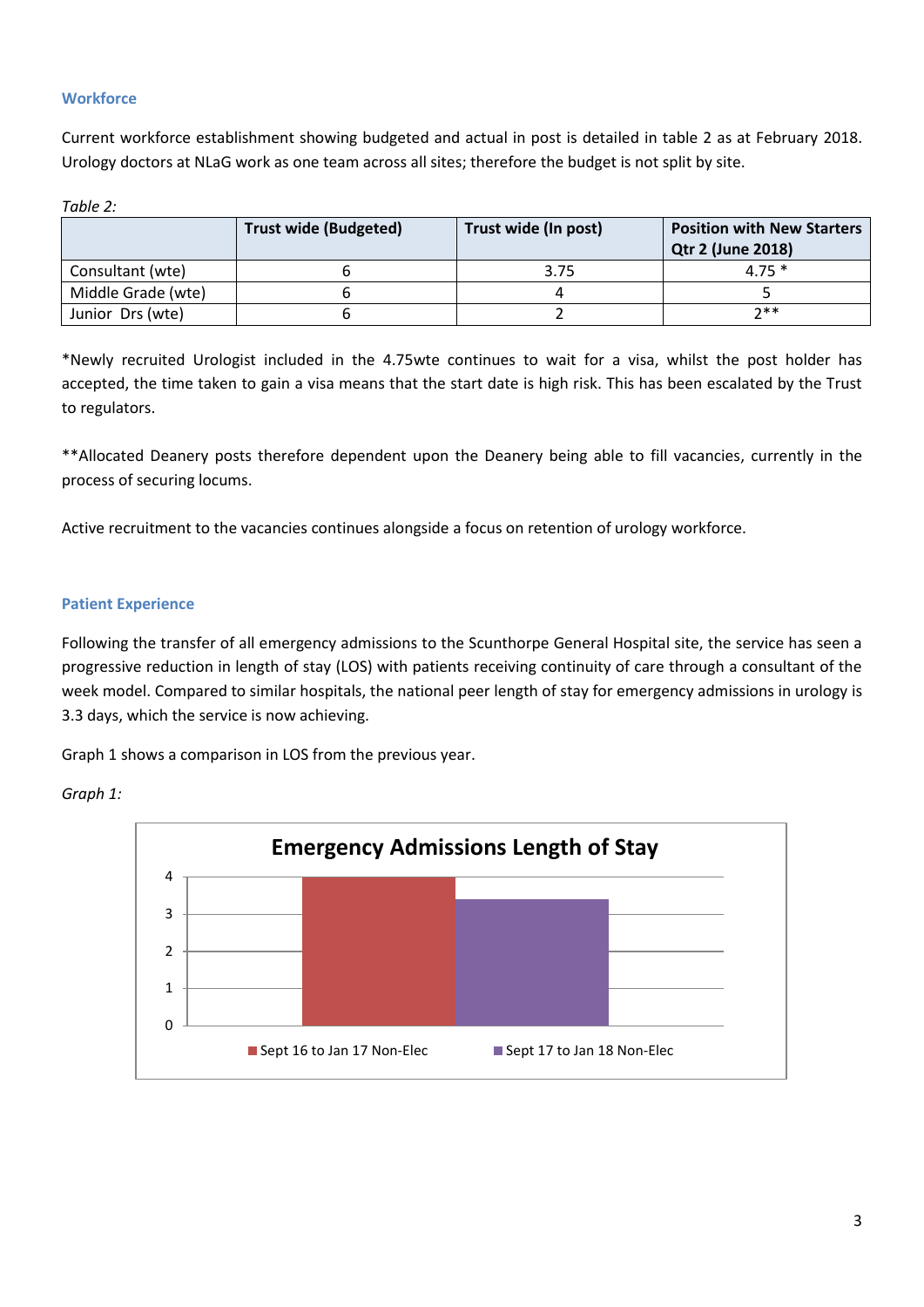### Workforce

Current workforce establishment showing budgeted and actual in post is detailed in table 2 as at February 2018. Urology doctors at NLaG work as one team across all sites; therefore the budget is not split by site.

*Table 2:*

| | Trust wide (Budgeted) | Trust wide (In post) | Position with New Starters Qtr 2 (June 2018) |
|---|---|---|---|
| Consultant (wte) | 6 | 3.75 | 4.75 * |
| Middle Grade (wte) | 6 | 4 | 5 |
| Junior Drs (wte) | 6 | 2 | 2** |

*Newly recruited Urologist included in the 4.75wte continues to wait for a visa, whilst the post holder has accepted, the time taken to gain a visa means that the start date is high risk. This has been escalated by the Trust to regulators.

**Allocated Deanery posts therefore dependent upon the Deanery being able to fill vacancies, currently in the process of securing locums.

Active recruitment to the vacancies continues alongside a focus on retention of urology workforce.

### Patient Experience

Following the transfer of all emergency admissions to the Scunthorpe General Hospital site, the service has seen a progressive reduction in length of stay (LOS) with patients receiving continuity of care through a consultant of the week model. Compared to similar hospitals, the national peer length of stay for emergency admissions in urology is 3.3 days, which the service is now achieving.

Graph 1 shows a comparison in LOS from the previous year.

*Graph 1:*

**Emergency Admissions Length of Stay**

| | Length of Stay |
|---|---|
| Sept 16 to Jan 17 Non-Elec | 4 |
| Sept 17 to Jan 18 Non-Elec | 3.4 |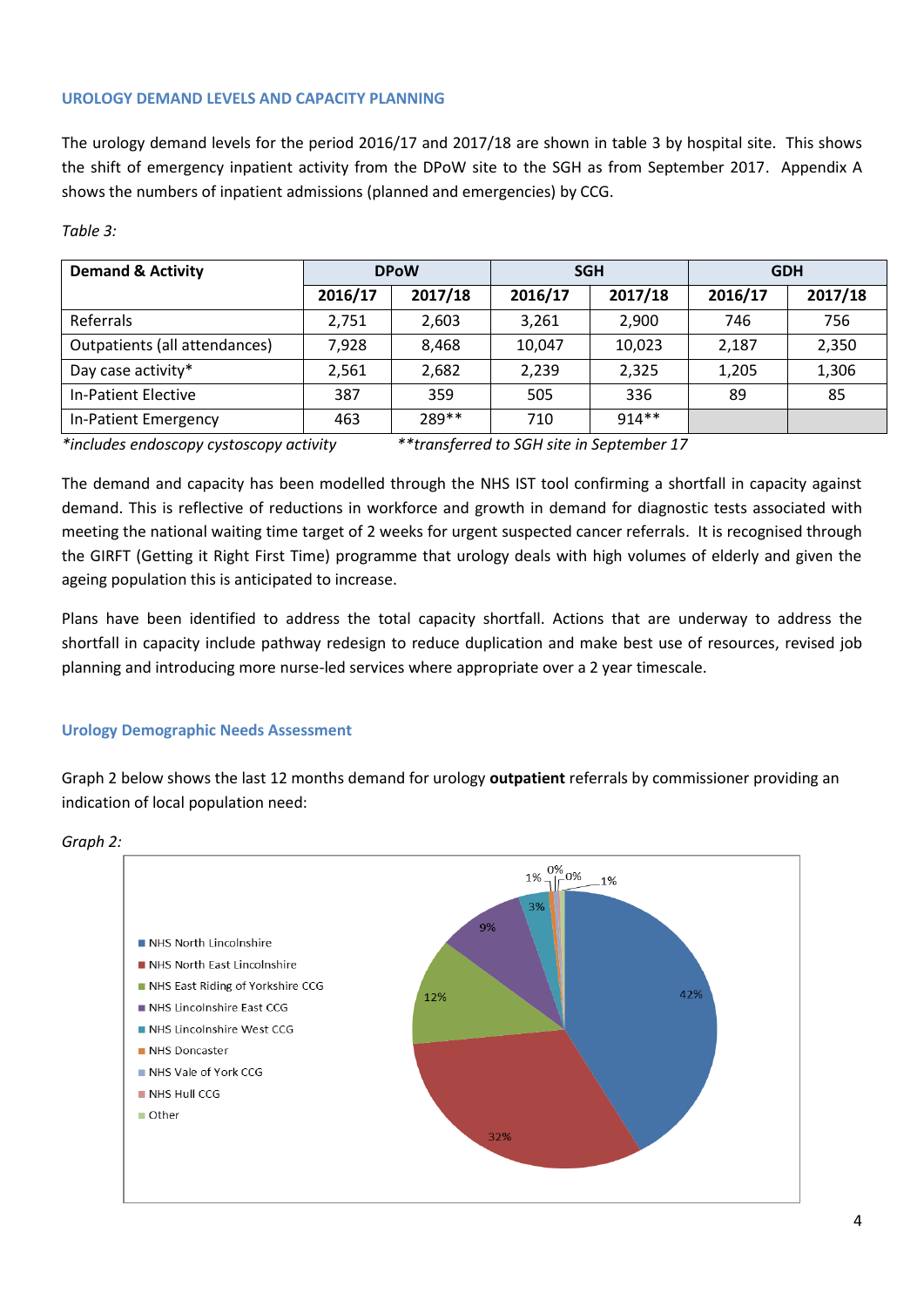## UROLOGY DEMAND LEVELS AND CAPACITY PLANNING

The urology demand levels for the period 2016/17 and 2017/18 are shown in table 3 by hospital site. This shows the shift of emergency inpatient activity from the DPoW site to the SGH as from September 2017. Appendix A shows the numbers of inpatient admissions (planned and emergencies) by CCG.

*Table 3:*

| Demand & Activity | DPoW | | SGH | | GDH | |
|---|---|---|---|---|---|---|
| | 2016/17 | 2017/18 | 2016/17 | 2017/18 | 2016/17 | 2017/18 |
| Referrals | 2,751 | 2,603 | 3,261 | 2,900 | 746 | 756 |
| Outpatients (all attendances) | 7,928 | 8,468 | 10,047 | 10,023 | 2,187 | 2,350 |
| Day case activity* | 2,561 | 2,682 | 2,239 | 2,325 | 1,205 | 1,306 |
| In-Patient Elective | 387 | 359 | 505 | 336 | 89 | 85 |
| In-Patient Emergency | 463 | 289** | 710 | 914** | | |

*\*includes endoscopy cystoscopy activity* *\*\*transferred to SGH site in September 17*

The demand and capacity has been modelled through the NHS IST tool confirming a shortfall in capacity against demand. This is reflective of reductions in workforce and growth in demand for diagnostic tests associated with meeting the national waiting time target of 2 weeks for urgent suspected cancer referrals. It is recognised through the GIRFT (Getting it Right First Time) programme that urology deals with high volumes of elderly and given the ageing population this is anticipated to increase.

Plans have been identified to address the total capacity shortfall. Actions that are underway to address the shortfall in capacity include pathway redesign to reduce duplication and make best use of resources, revised job planning and introducing more nurse-led services where appropriate over a 2 year timescale.

### Urology Demographic Needs Assessment

Graph 2 below shows the last 12 months demand for urology **outpatient** referrals by commissioner providing an indication of local population need:

*Graph 2:*

- NHS North Lincolnshire – 42%
- NHS North East Lincolnshire – 32%
- NHS East Riding of Yorkshire CCG – 12%
- NHS Lincolnshire East CCG – 9%
- NHS Lincolnshire West CCG – 3%
- NHS Doncaster – 1%
- NHS Vale of York CCG – 0%
- NHS Hull CCG – 0%
- Other – 1%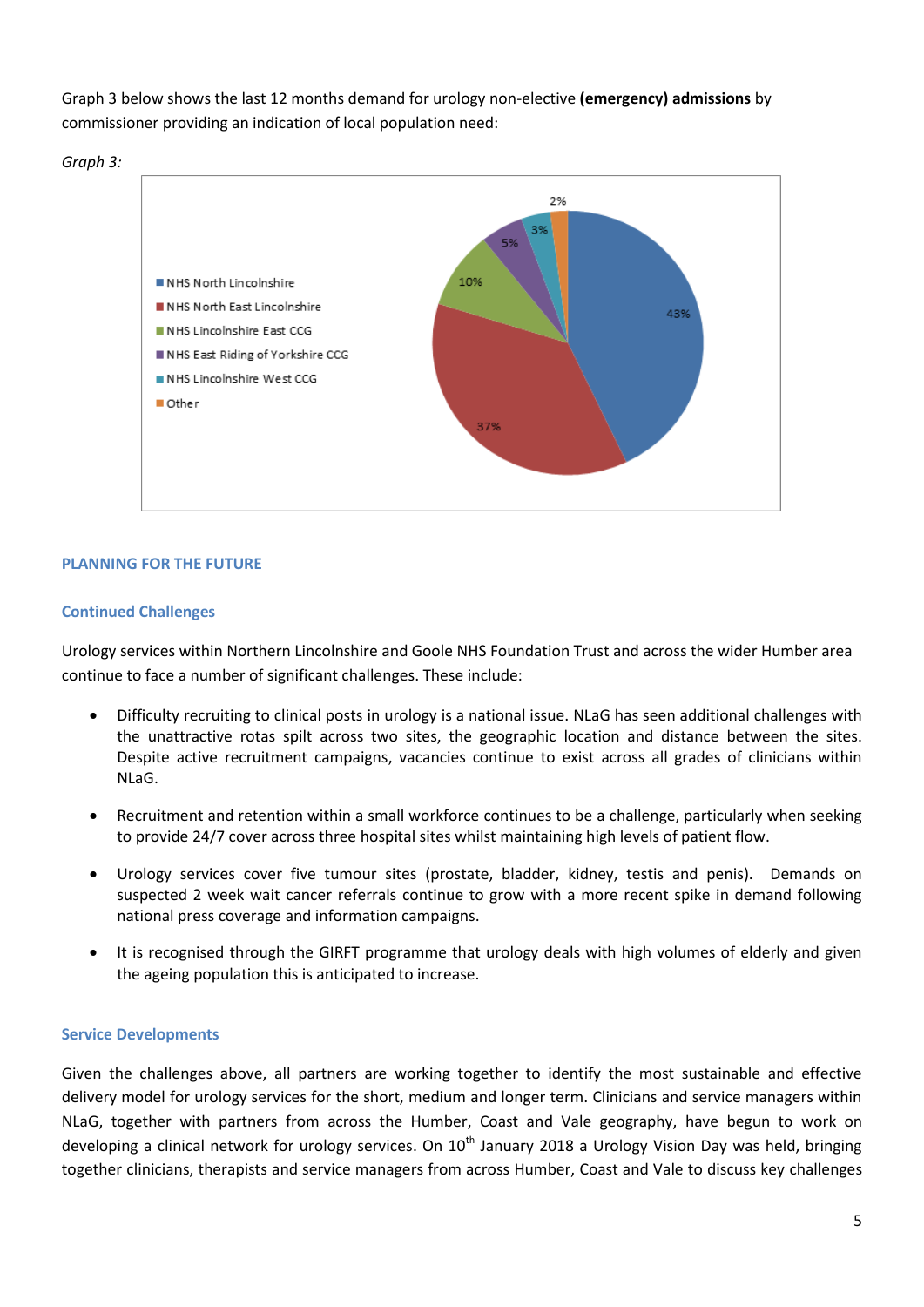Graph 3 below shows the last 12 months demand for urology non-elective **(emergency) admissions** by commissioner providing an indication of local population need:

*Graph 3:*

| Commissioner | % |
|---|---|
| NHS North Lincolnshire | 43% |
| NHS North East Lincolnshire | 37% |
| NHS Lincolnshire East CCG | 10% |
| NHS East Riding of Yorkshire CCG | 5% |
| NHS Lincolnshire West CCG | 3% |
| Other | 2% |

## PLANNING FOR THE FUTURE

### Continued Challenges

Urology services within Northern Lincolnshire and Goole NHS Foundation Trust and across the wider Humber area continue to face a number of significant challenges. These include:

- Difficulty recruiting to clinical posts in urology is a national issue. NLaG has seen additional challenges with the unattractive rotas spilt across two sites, the geographic location and distance between the sites. Despite active recruitment campaigns, vacancies continue to exist across all grades of clinicians within NLaG.
- Recruitment and retention within a small workforce continues to be a challenge, particularly when seeking to provide 24/7 cover across three hospital sites whilst maintaining high levels of patient flow.
- Urology services cover five tumour sites (prostate, bladder, kidney, testis and penis). Demands on suspected 2 week wait cancer referrals continue to grow with a more recent spike in demand following national press coverage and information campaigns.
- It is recognised through the GIRFT programme that urology deals with high volumes of elderly and given the ageing population this is anticipated to increase.

### Service Developments

Given the challenges above, all partners are working together to identify the most sustainable and effective delivery model for urology services for the short, medium and longer term. Clinicians and service managers within NLaG, together with partners from across the Humber, Coast and Vale geography, have begun to work on developing a clinical network for urology services. On 10th January 2018 a Urology Vision Day was held, bringing together clinicians, therapists and service managers from across Humber, Coast and Vale to discuss key challenges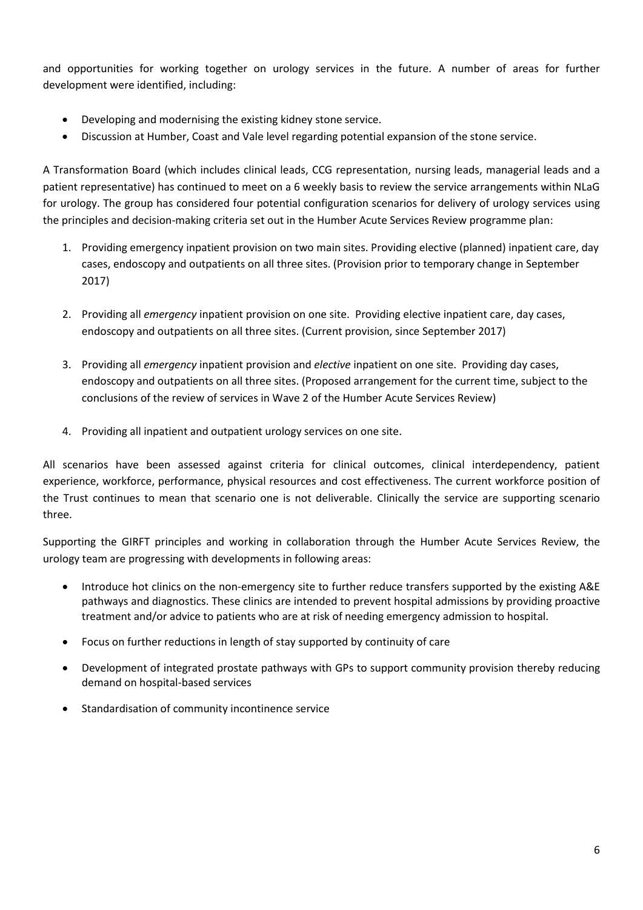and opportunities for working together on urology services in the future. A number of areas for further development were identified, including:

- Developing and modernising the existing kidney stone service.
- Discussion at Humber, Coast and Vale level regarding potential expansion of the stone service.

A Transformation Board (which includes clinical leads, CCG representation, nursing leads, managerial leads and a patient representative) has continued to meet on a 6 weekly basis to review the service arrangements within NLaG for urology. The group has considered four potential configuration scenarios for delivery of urology services using the principles and decision-making criteria set out in the Humber Acute Services Review programme plan:

1. Providing emergency inpatient provision on two main sites. Providing elective (planned) inpatient care, day cases, endoscopy and outpatients on all three sites. (Provision prior to temporary change in September 2017)

2. Providing all *emergency* inpatient provision on one site. Providing elective inpatient care, day cases, endoscopy and outpatients on all three sites. (Current provision, since September 2017)

3. Providing all *emergency* inpatient provision and *elective* inpatient on one site. Providing day cases, endoscopy and outpatients on all three sites. (Proposed arrangement for the current time, subject to the conclusions of the review of services in Wave 2 of the Humber Acute Services Review)

4. Providing all inpatient and outpatient urology services on one site.

All scenarios have been assessed against criteria for clinical outcomes, clinical interdependency, patient experience, workforce, performance, physical resources and cost effectiveness. The current workforce position of the Trust continues to mean that scenario one is not deliverable. Clinically the service are supporting scenario three.

Supporting the GIRFT principles and working in collaboration through the Humber Acute Services Review, the urology team are progressing with developments in following areas:

- Introduce hot clinics on the non-emergency site to further reduce transfers supported by the existing A&E pathways and diagnostics. These clinics are intended to prevent hospital admissions by providing proactive treatment and/or advice to patients who are at risk of needing emergency admission to hospital.
- Focus on further reductions in length of stay supported by continuity of care
- Development of integrated prostate pathways with GPs to support community provision thereby reducing demand on hospital-based services
- Standardisation of community incontinence service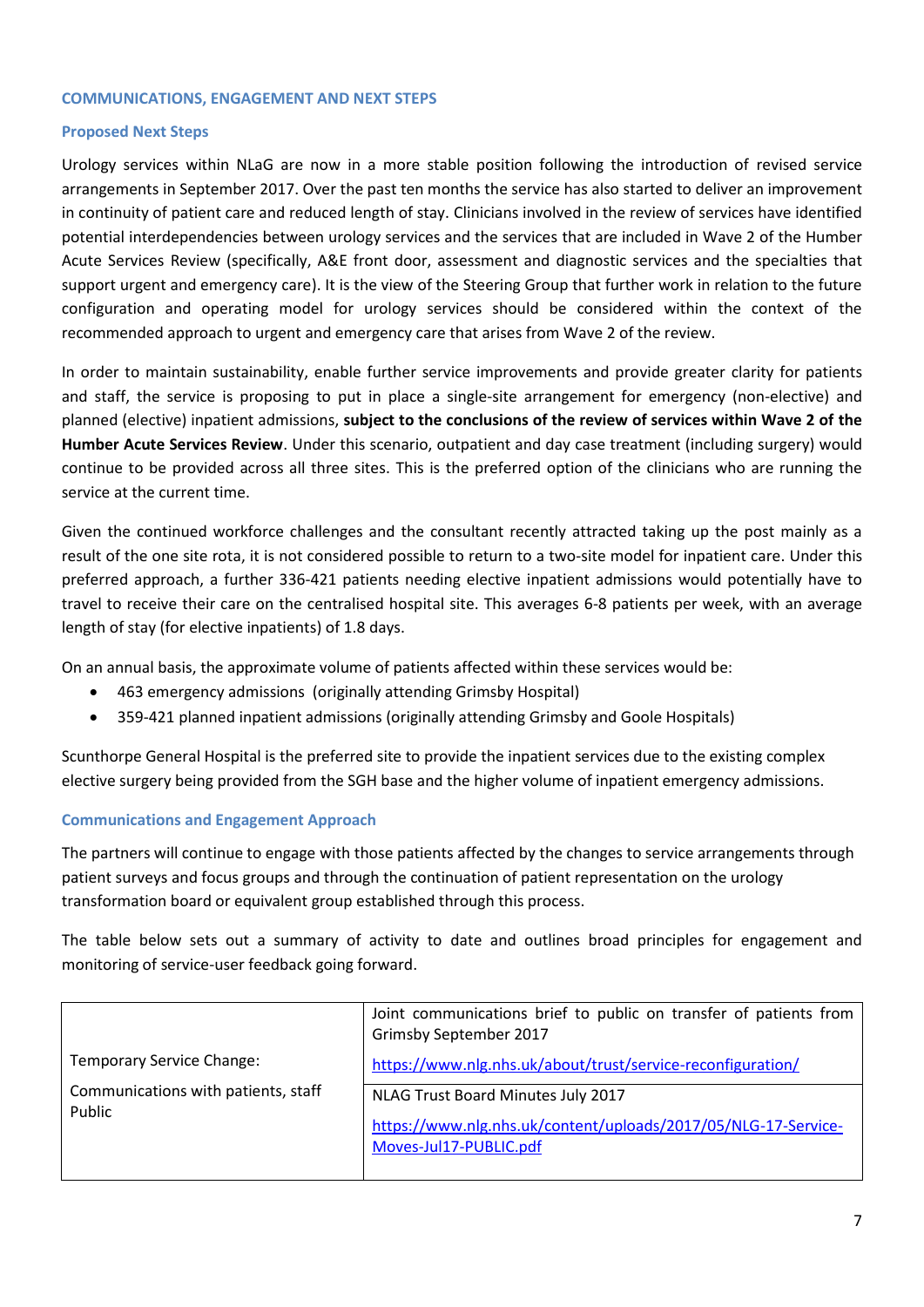## COMMUNICATIONS, ENGAGEMENT AND NEXT STEPS

### Proposed Next Steps

Urology services within NLaG are now in a more stable position following the introduction of revised service arrangements in September 2017. Over the past ten months the service has also started to deliver an improvement in continuity of patient care and reduced length of stay. Clinicians involved in the review of services have identified potential interdependencies between urology services and the services that are included in Wave 2 of the Humber Acute Services Review (specifically, A&E front door, assessment and diagnostic services and the specialties that support urgent and emergency care). It is the view of the Steering Group that further work in relation to the future configuration and operating model for urology services should be considered within the context of the recommended approach to urgent and emergency care that arises from Wave 2 of the review.

In order to maintain sustainability, enable further service improvements and provide greater clarity for patients and staff, the service is proposing to put in place a single-site arrangement for emergency (non-elective) and planned (elective) inpatient admissions, **subject to the conclusions of the review of services within Wave 2 of the Humber Acute Services Review**. Under this scenario, outpatient and day case treatment (including surgery) would continue to be provided across all three sites. This is the preferred option of the clinicians who are running the service at the current time.

Given the continued workforce challenges and the consultant recently attracted taking up the post mainly as a result of the one site rota, it is not considered possible to return to a two-site model for inpatient care. Under this preferred approach, a further 336-421 patients needing elective inpatient admissions would potentially have to travel to receive their care on the centralised hospital site. This averages 6-8 patients per week, with an average length of stay (for elective inpatients) of 1.8 days.

On an annual basis, the approximate volume of patients affected within these services would be:

- 463 emergency admissions (originally attending Grimsby Hospital)
- 359-421 planned inpatient admissions (originally attending Grimsby and Goole Hospitals)

Scunthorpe General Hospital is the preferred site to provide the inpatient services due to the existing complex elective surgery being provided from the SGH base and the higher volume of inpatient emergency admissions.

### Communications and Engagement Approach

The partners will continue to engage with those patients affected by the changes to service arrangements through patient surveys and focus groups and through the continuation of patient representation on the urology transformation board or equivalent group established through this process.

The table below sets out a summary of activity to date and outlines broad principles for engagement and monitoring of service-user feedback going forward.

| | |
|---|---|
| Temporary Service Change:<br>Communications with patients, staff Public | Joint communications brief to public on transfer of patients from Grimsby September 2017<br>https://www.nlg.nhs.uk/about/trust/service-reconfiguration/ |
| | NLAG Trust Board Minutes July 2017<br>https://www.nlg.nhs.uk/content/uploads/2017/05/NLG-17-Service-Moves-Jul17-PUBLIC.pdf |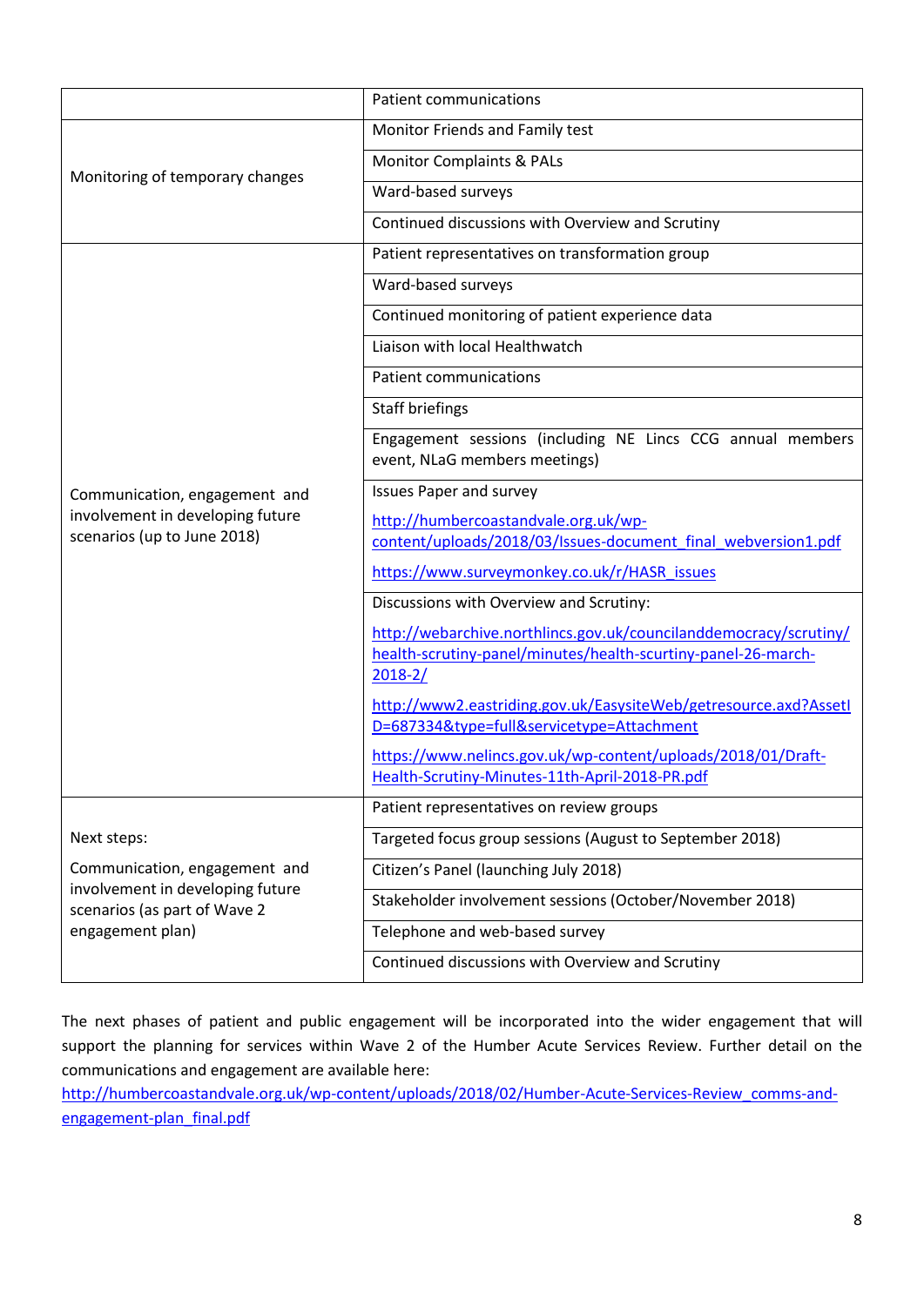| | |
|---|---|
| | Patient communications |
| Monitoring of temporary changes | Monitor Friends and Family test |
| | Monitor Complaints & PALs |
| | Ward-based surveys |
| | Continued discussions with Overview and Scrutiny |
| Communication, engagement and involvement in developing future scenarios (up to June 2018) | Patient representatives on transformation group |
| | Ward-based surveys |
| | Continued monitoring of patient experience data |
| | Liaison with local Healthwatch |
| | Patient communications |
| | Staff briefings |
| | Engagement sessions (including NE Lincs CCG annual members event, NLaG members meetings) |
| | Issues Paper and survey<br><br>http://humbercoastandvale.org.uk/wp-content/uploads/2018/03/Issues-document_final_webversion1.pdf<br><br>https://www.surveymonkey.co.uk/r/HASR_issues |
| | Discussions with Overview and Scrutiny:<br><br>http://webarchive.northlincs.gov.uk/councilanddemocracy/scrutiny/health-scrutiny-panel/minutes/health-scurtiny-panel-26-march-2018-2/<br><br>http://www2.eastriding.gov.uk/EasysiteWeb/getresource.axd?AssetID=687334&type=full&servicetype=Attachment<br><br>https://www.nelincs.gov.uk/wp-content/uploads/2018/01/Draft-Health-Scrutiny-Minutes-11th-April-2018-PR.pdf |
| Next steps:<br><br>Communication, engagement and involvement in developing future scenarios (as part of Wave 2 engagement plan) | Patient representatives on review groups |
| | Targeted focus group sessions (August to September 2018) |
| | Citizen's Panel (launching July 2018) |
| | Stakeholder involvement sessions (October/November 2018) |
| | Telephone and web-based survey |
| | Continued discussions with Overview and Scrutiny |

The next phases of patient and public engagement will be incorporated into the wider engagement that will support the planning for services within Wave 2 of the Humber Acute Services Review. Further detail on the communications and engagement are available here: http://humbercoastandvale.org.uk/wp-content/uploads/2018/02/Humber-Acute-Services-Review_comms-and-engagement-plan_final.pdf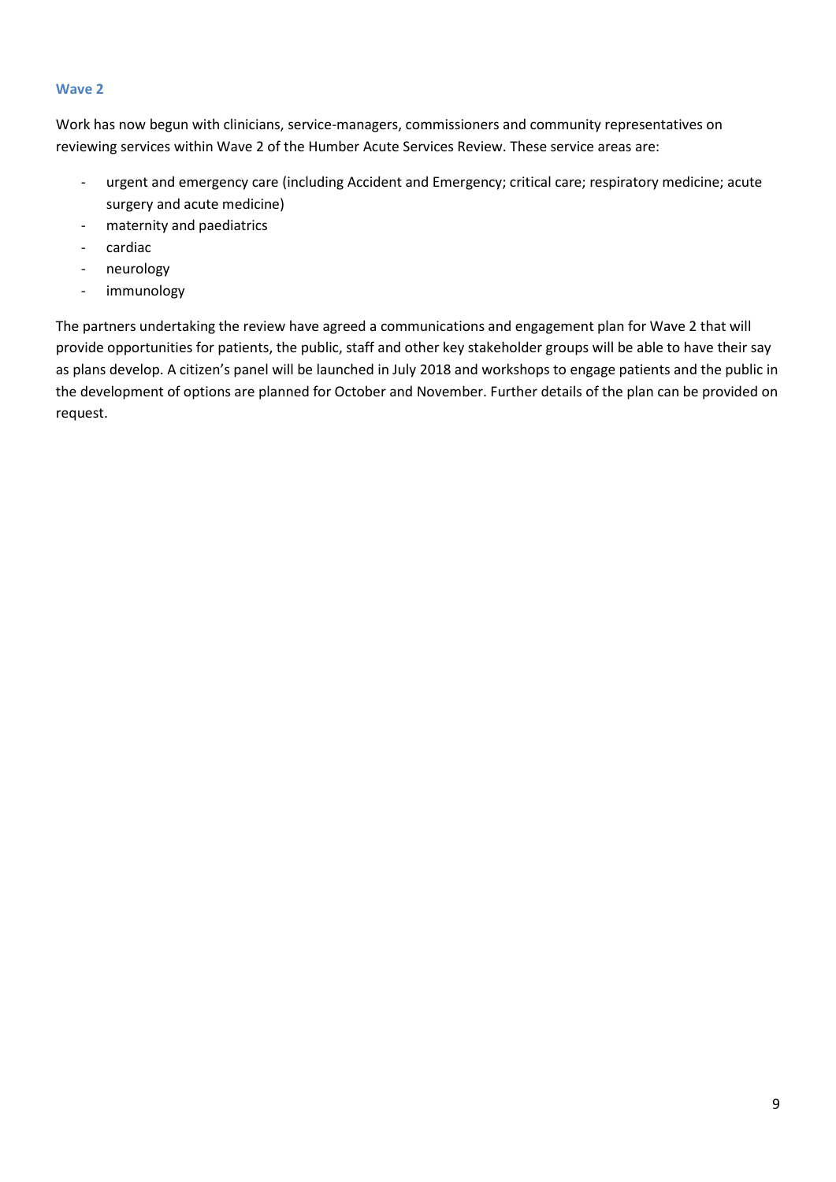### Wave 2

Work has now begun with clinicians, service-managers, commissioners and community representatives on reviewing services within Wave 2 of the Humber Acute Services Review. These service areas are:

- urgent and emergency care (including Accident and Emergency; critical care; respiratory medicine; acute surgery and acute medicine)
- maternity and paediatrics
- cardiac
- neurology
- immunology

The partners undertaking the review have agreed a communications and engagement plan for Wave 2 that will provide opportunities for patients, the public, staff and other key stakeholder groups will be able to have their say as plans develop. A citizen's panel will be launched in July 2018 and workshops to engage patients and the public in the development of options are planned for October and November. Further details of the plan can be provided on request.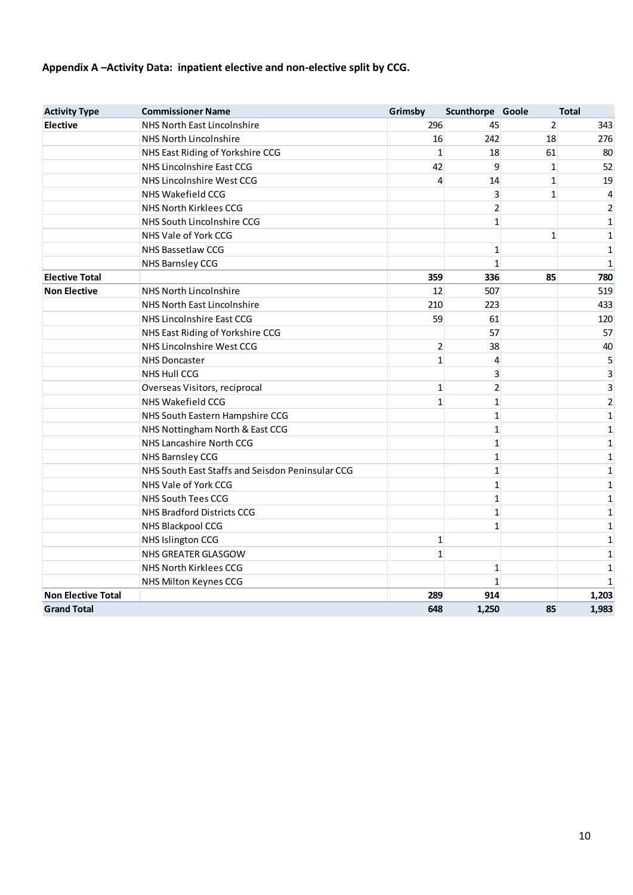**Appendix A –Activity Data: inpatient elective and non-elective split by CCG.**

| Activity Type | Commissioner Name | Grimsby | Scunthorpe | Goole | Total |
|---|---|---|---|---|---|
| **Elective** | NHS North East Lincolnshire | 296 | 45 | 2 | 343 |
| | NHS North Lincolnshire | 16 | 242 | 18 | 276 |
| | NHS East Riding of Yorkshire CCG | 1 | 18 | 61 | 80 |
| | NHS Lincolnshire East CCG | 42 | 9 | 1 | 52 |
| | NHS Lincolnshire West CCG | 4 | 14 | 1 | 19 |
| | NHS Wakefield CCG | | 3 | 1 | 4 |
| | NHS North Kirklees CCG | | 2 | | 2 |
| | NHS South Lincolnshire CCG | | 1 | | 1 |
| | NHS Vale of York CCG | | | 1 | 1 |
| | NHS Bassetlaw CCG | | 1 | | 1 |
| | NHS Barnsley CCG | | 1 | | 1 |
| **Elective Total** | | **359** | **336** | **85** | **780** |
| **Non Elective** | NHS North Lincolnshire | 12 | 507 | | 519 |
| | NHS North East Lincolnshire | 210 | 223 | | 433 |
| | NHS Lincolnshire East CCG | 59 | 61 | | 120 |
| | NHS East Riding of Yorkshire CCG | | 57 | | 57 |
| | NHS Lincolnshire West CCG | 2 | 38 | | 40 |
| | NHS Doncaster | 1 | 4 | | 5 |
| | NHS Hull CCG | | 3 | | 3 |
| | Overseas Visitors, reciprocal | 1 | 2 | | 3 |
| | NHS Wakefield CCG | 1 | 1 | | 2 |
| | NHS South Eastern Hampshire CCG | | 1 | | 1 |
| | NHS Nottingham North & East CCG | | 1 | | 1 |
| | NHS Lancashire North CCG | | 1 | | 1 |
| | NHS Barnsley CCG | | 1 | | 1 |
| | NHS South East Staffs and Seisdon Peninsular CCG | | 1 | | 1 |
| | NHS Vale of York CCG | | 1 | | 1 |
| | NHS South Tees CCG | | 1 | | 1 |
| | NHS Bradford Districts CCG | | 1 | | 1 |
| | NHS Blackpool CCG | | 1 | | 1 |
| | NHS Islington CCG | 1 | | | 1 |
| | NHS GREATER GLASGOW | 1 | | | 1 |
| | NHS North Kirklees CCG | | 1 | | 1 |
| | NHS Milton Keynes CCG | | 1 | | 1 |
| **Non Elective Total** | | **289** | **914** | | **1,203** |
| **Grand Total** | | **648** | **1,250** | **85** | **1,983** |